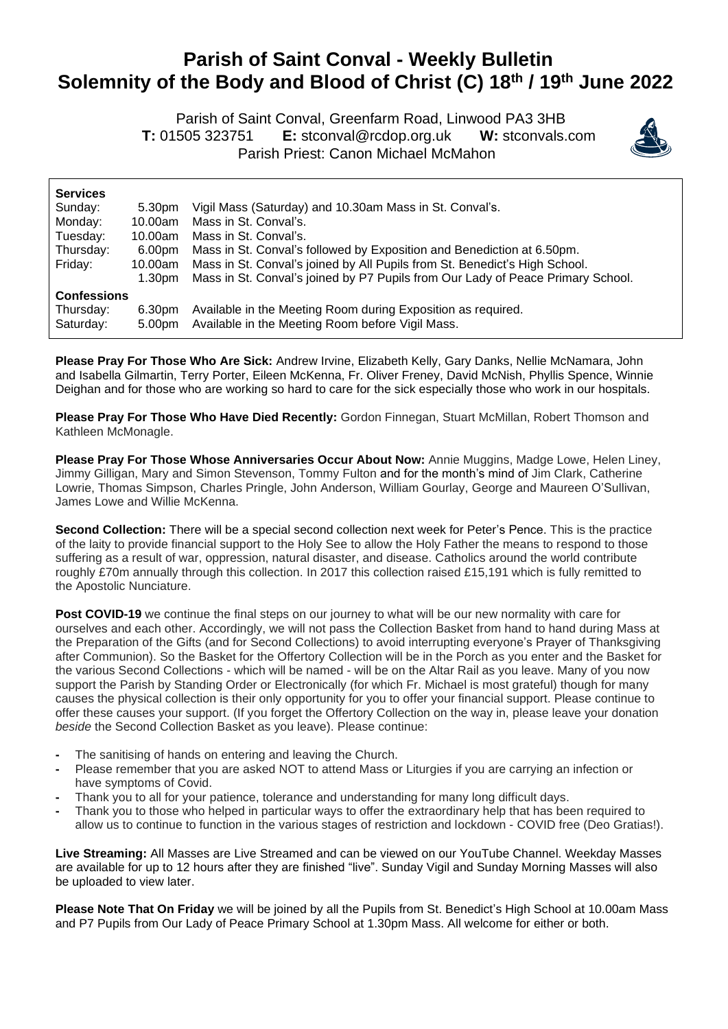# Parish of Saint Conval - Weekly Bulletin
# Solemnity of the Body and Blood of Christ (C) 18th / 19th June 2022

Parish of Saint Conval, Greenfarm Road, Linwood PA3 3HB
**T:** 01505 323751 **E:** stconval@rcdop.org.uk **W:** stconvals.com
Parish Priest: Canon Michael McMahon

**Services**

| | | |
|---|---|---|
| Sunday: | 5.30pm | Vigil Mass (Saturday) and 10.30am Mass in St. Conval's. |
| Monday: | 10.00am | Mass in St. Conval's. |
| Tuesday: | 10.00am | Mass in St. Conval's. |
| Thursday: | 6.00pm | Mass in St. Conval's followed by Exposition and Benediction at 6.50pm. |
| Friday: | 10.00am | Mass in St. Conval's joined by All Pupils from St. Benedict's High School. |
| | 1.30pm | Mass in St. Conval's joined by P7 Pupils from Our Lady of Peace Primary School. |

**Confessions**

| | | |
|---|---|---|
| Thursday: | 6.30pm | Available in the Meeting Room during Exposition as required. |
| Saturday: | 5.00pm | Available in the Meeting Room before Vigil Mass. |

**Please Pray For Those Who Are Sick:** Andrew Irvine, Elizabeth Kelly, Gary Danks, Nellie McNamara, John and Isabella Gilmartin, Terry Porter, Eileen McKenna, Fr. Oliver Freney, David McNish, Phyllis Spence, Winnie Deighan and for those who are working so hard to care for the sick especially those who work in our hospitals.

**Please Pray For Those Who Have Died Recently:** Gordon Finnegan, Stuart McMillan, Robert Thomson and Kathleen McMonagle.

**Please Pray For Those Whose Anniversaries Occur About Now:** Annie Muggins, Madge Lowe, Helen Liney, Jimmy Gilligan, Mary and Simon Stevenson, Tommy Fulton and for the month's mind of Jim Clark, Catherine Lowrie, Thomas Simpson, Charles Pringle, John Anderson, William Gourlay, George and Maureen O'Sullivan, James Lowe and Willie McKenna.

**Second Collection:** There will be a special second collection next week for Peter's Pence. This is the practice of the laity to provide financial support to the Holy See to allow the Holy Father the means to respond to those suffering as a result of war, oppression, natural disaster, and disease. Catholics around the world contribute roughly £70m annually through this collection. In 2017 this collection raised £15,191 which is fully remitted to the Apostolic Nunciature.

**Post COVID-19** we continue the final steps on our journey to what will be our new normality with care for ourselves and each other. Accordingly, we will not pass the Collection Basket from hand to hand during Mass at the Preparation of the Gifts (and for Second Collections) to avoid interrupting everyone's Prayer of Thanksgiving after Communion). So the Basket for the Offertory Collection will be in the Porch as you enter and the Basket for the various Second Collections - which will be named - will be on the Altar Rail as you leave. Many of you now support the Parish by Standing Order or Electronically (for which Fr. Michael is most grateful) though for many causes the physical collection is their only opportunity for you to offer your financial support. Please continue to offer these causes your support. (If you forget the Offertory Collection on the way in, please leave your donation *beside* the Second Collection Basket as you leave). Please continue:

- The sanitising of hands on entering and leaving the Church.
- Please remember that you are asked NOT to attend Mass or Liturgies if you are carrying an infection or have symptoms of Covid.
- Thank you to all for your patience, tolerance and understanding for many long difficult days.
- Thank you to those who helped in particular ways to offer the extraordinary help that has been required to allow us to continue to function in the various stages of restriction and lockdown - COVID free (Deo Gratias!).

**Live Streaming:** All Masses are Live Streamed and can be viewed on our YouTube Channel. Weekday Masses are available for up to 12 hours after they are finished "live". Sunday Vigil and Sunday Morning Masses will also be uploaded to view later.

**Please Note That On Friday** we will be joined by all the Pupils from St. Benedict's High School at 10.00am Mass and P7 Pupils from Our Lady of Peace Primary School at 1.30pm Mass. All welcome for either or both.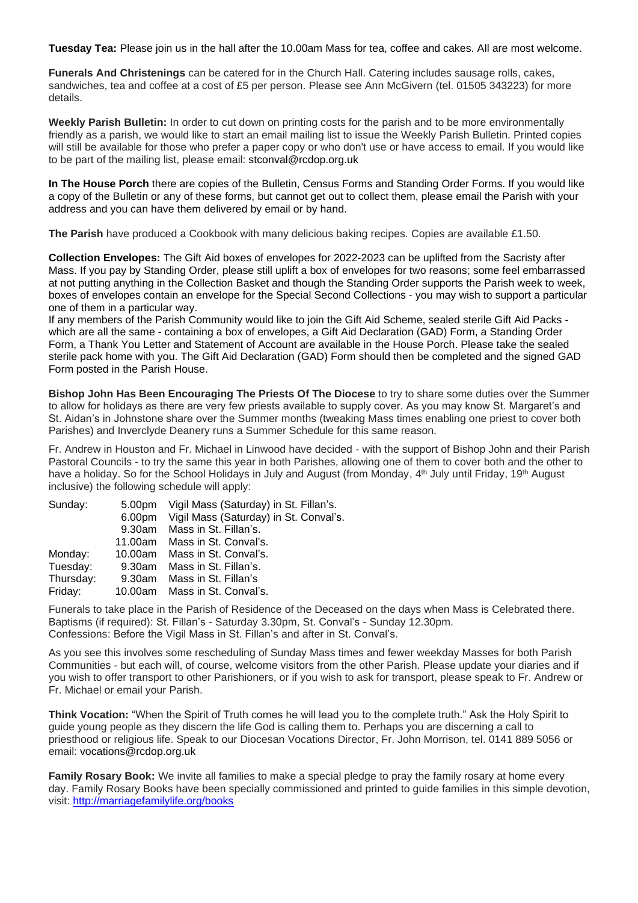**Tuesday Tea:** Please join us in the hall after the 10.00am Mass for tea, coffee and cakes. All are most welcome.

**Funerals And Christenings** can be catered for in the Church Hall. Catering includes sausage rolls, cakes, sandwiches, tea and coffee at a cost of £5 per person. Please see Ann McGivern (tel. 01505 343223) for more details.

**Weekly Parish Bulletin:** In order to cut down on printing costs for the parish and to be more environmentally friendly as a parish, we would like to start an email mailing list to issue the Weekly Parish Bulletin. Printed copies will still be available for those who prefer a paper copy or who don't use or have access to email. If you would like to be part of the mailing list, please email: stconval@rcdop.org.uk

**In The House Porch** there are copies of the Bulletin, Census Forms and Standing Order Forms. If you would like a copy of the Bulletin or any of these forms, but cannot get out to collect them, please email the Parish with your address and you can have them delivered by email or by hand.

**The Parish** have produced a Cookbook with many delicious baking recipes. Copies are available £1.50.

**Collection Envelopes:** The Gift Aid boxes of envelopes for 2022-2023 can be uplifted from the Sacristy after Mass. If you pay by Standing Order, please still uplift a box of envelopes for two reasons; some feel embarrassed at not putting anything in the Collection Basket and though the Standing Order supports the Parish week to week, boxes of envelopes contain an envelope for the Special Second Collections - you may wish to support a particular one of them in a particular way.

If any members of the Parish Community would like to join the Gift Aid Scheme, sealed sterile Gift Aid Packs - which are all the same - containing a box of envelopes, a Gift Aid Declaration (GAD) Form, a Standing Order Form, a Thank You Letter and Statement of Account are available in the House Porch. Please take the sealed sterile pack home with you. The Gift Aid Declaration (GAD) Form should then be completed and the signed GAD Form posted in the Parish House.

**Bishop John Has Been Encouraging The Priests Of The Diocese** to try to share some duties over the Summer to allow for holidays as there are very few priests available to supply cover. As you may know St. Margaret's and St. Aidan's in Johnstone share over the Summer months (tweaking Mass times enabling one priest to cover both Parishes) and Inverclyde Deanery runs a Summer Schedule for this same reason.

Fr. Andrew in Houston and Fr. Michael in Linwood have decided - with the support of Bishop John and their Parish Pastoral Councils - to try the same this year in both Parishes, allowing one of them to cover both and the other to have a holiday. So for the School Holidays in July and August (from Monday, 4th July until Friday, 19th August inclusive) the following schedule will apply:

| | | |
|---|---|---|
| Sunday: | 5.00pm | Vigil Mass (Saturday) in St. Fillan's. |
| | 6.00pm | Vigil Mass (Saturday) in St. Conval's. |
| | 9.30am | Mass in St. Fillan's. |
| | 11.00am | Mass in St. Conval's. |
| Monday: | 10.00am | Mass in St. Conval's. |
| Tuesday: | 9.30am | Mass in St. Fillan's. |
| Thursday: | 9.30am | Mass in St. Fillan's |
| Friday: | 10.00am | Mass in St. Conval's. |

Funerals to take place in the Parish of Residence of the Deceased on the days when Mass is Celebrated there.
Baptisms (if required): St. Fillan's - Saturday 3.30pm, St. Conval's - Sunday 12.30pm.
Confessions: Before the Vigil Mass in St. Fillan's and after in St. Conval's.

As you see this involves some rescheduling of Sunday Mass times and fewer weekday Masses for both Parish Communities - but each will, of course, welcome visitors from the other Parish. Please update your diaries and if you wish to offer transport to other Parishioners, or if you wish to ask for transport, please speak to Fr. Andrew or Fr. Michael or email your Parish.

**Think Vocation:** "When the Spirit of Truth comes he will lead you to the complete truth." Ask the Holy Spirit to guide young people as they discern the life God is calling them to. Perhaps you are discerning a call to priesthood or religious life. Speak to our Diocesan Vocations Director, Fr. John Morrison, tel. 0141 889 5056 or email: vocations@rcdop.org.uk

**Family Rosary Book:** We invite all families to make a special pledge to pray the family rosary at home every day. Family Rosary Books have been specially commissioned and printed to guide families in this simple devotion, visit: http://marriagefamilylife.org/books